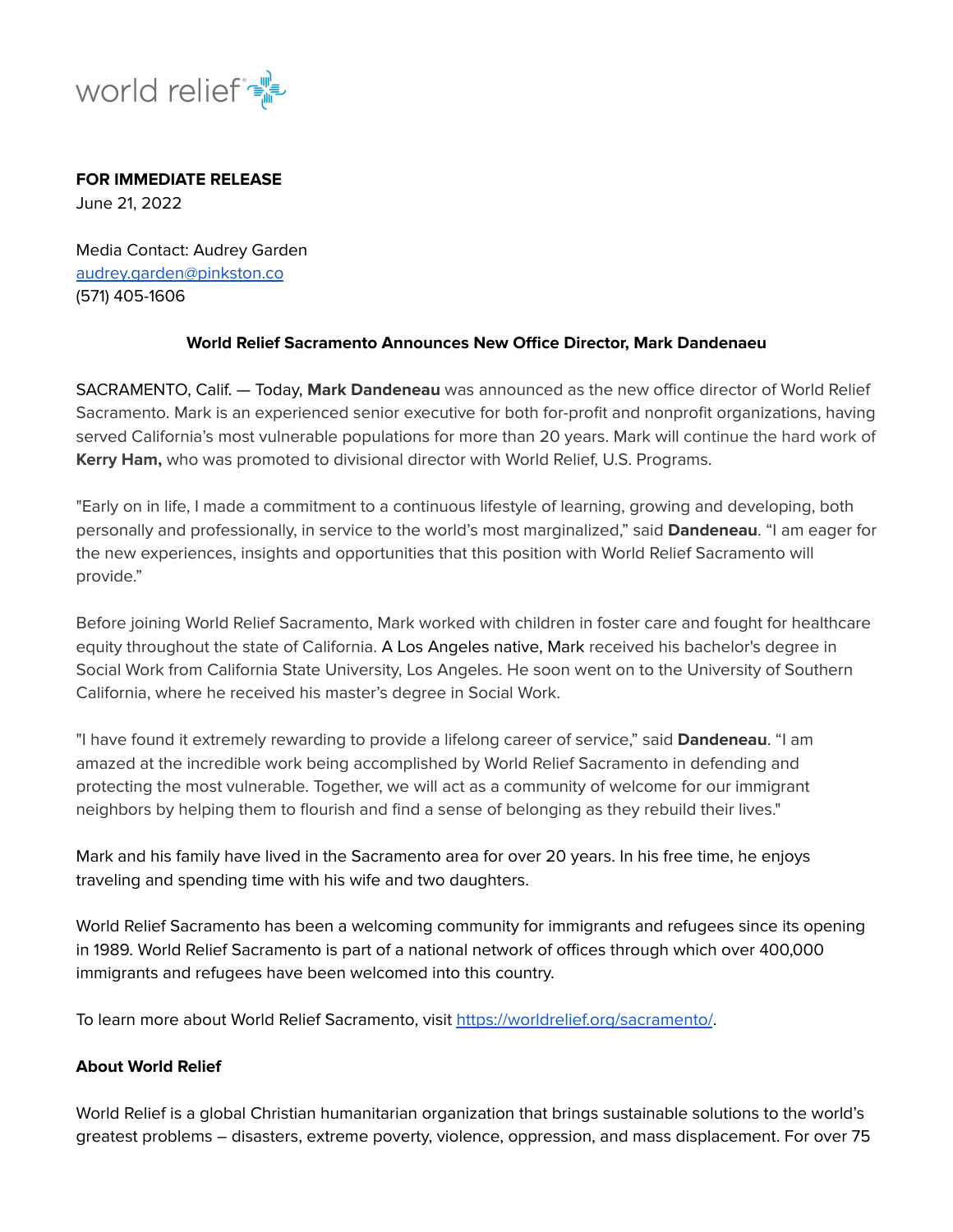world relief

**FOR IMMEDIATE RELEASE**
June 21, 2022

Media Contact: Audrey Garden
audrey.garden@pinkston.co
(571) 405-1606

**World Relief Sacramento Announces New Office Director, Mark Dandenaeu**

SACRAMENTO, Calif. — Today, **Mark Dandeneau** was announced as the new office director of World Relief Sacramento. Mark is an experienced senior executive for both for-profit and nonprofit organizations, having served California's most vulnerable populations for more than 20 years. Mark will continue the hard work of **Kerry Ham,** who was promoted to divisional director with World Relief, U.S. Programs.

"Early on in life, I made a commitment to a continuous lifestyle of learning, growing and developing, both personally and professionally, in service to the world's most marginalized," said **Dandeneau**. "I am eager for the new experiences, insights and opportunities that this position with World Relief Sacramento will provide."

Before joining World Relief Sacramento, Mark worked with children in foster care and fought for healthcare equity throughout the state of California. A Los Angeles native, Mark received his bachelor's degree in Social Work from California State University, Los Angeles. He soon went on to the University of Southern California, where he received his master's degree in Social Work.

"I have found it extremely rewarding to provide a lifelong career of service," said **Dandeneau**. "I am amazed at the incredible work being accomplished by World Relief Sacramento in defending and protecting the most vulnerable. Together, we will act as a community of welcome for our immigrant neighbors by helping them to flourish and find a sense of belonging as they rebuild their lives."

Mark and his family have lived in the Sacramento area for over 20 years. In his free time, he enjoys traveling and spending time with his wife and two daughters.

World Relief Sacramento has been a welcoming community for immigrants and refugees since its opening in 1989. World Relief Sacramento is part of a national network of offices through which over 400,000 immigrants and refugees have been welcomed into this country.

To learn more about World Relief Sacramento, visit https://worldrelief.org/sacramento/.

**About World Relief**

World Relief is a global Christian humanitarian organization that brings sustainable solutions to the world's greatest problems – disasters, extreme poverty, violence, oppression, and mass displacement. For over 75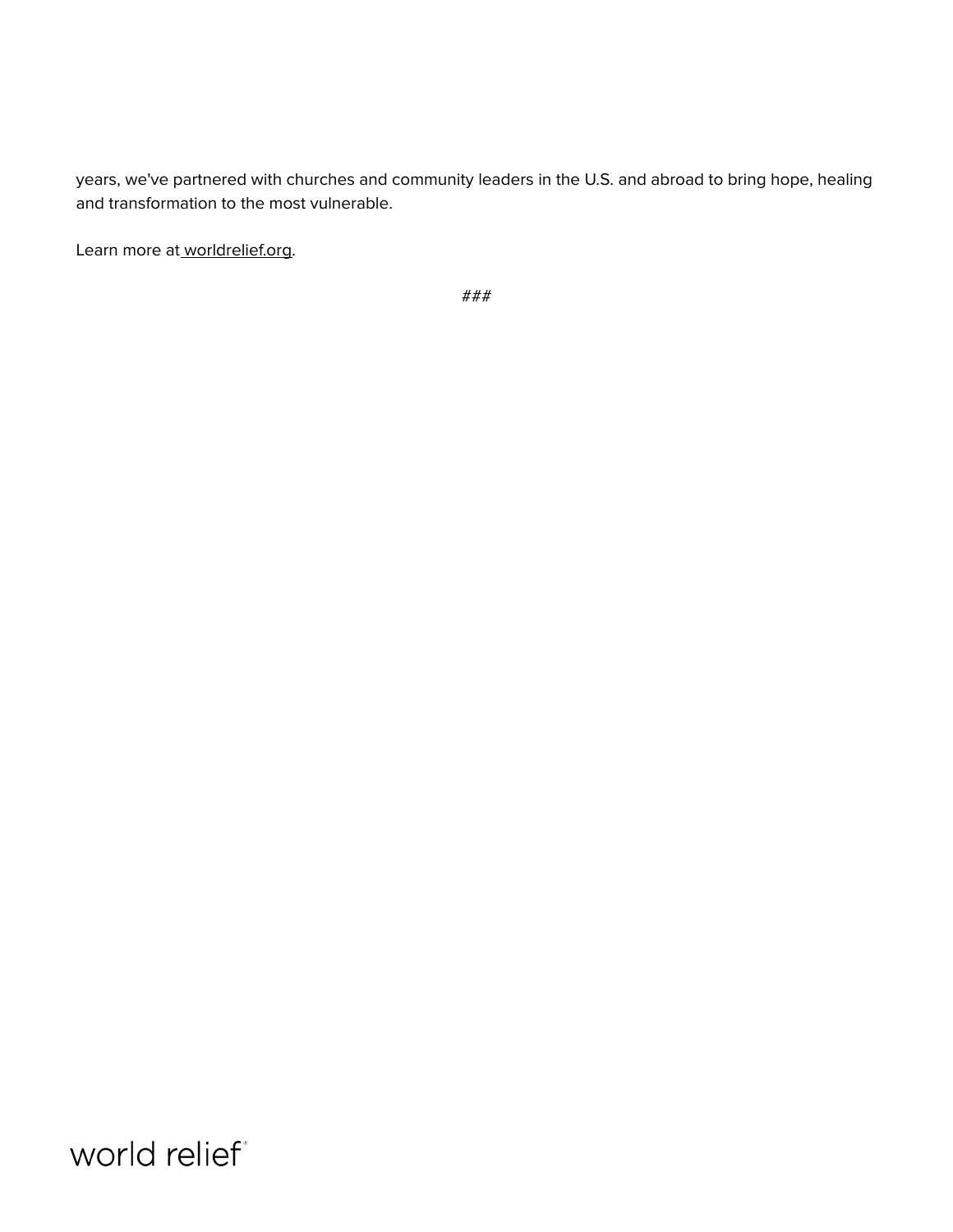years, we've partnered with churches and community leaders in the U.S. and abroad to bring hope, healing and transformation to the most vulnerable.

Learn more at worldrelief.org.

###